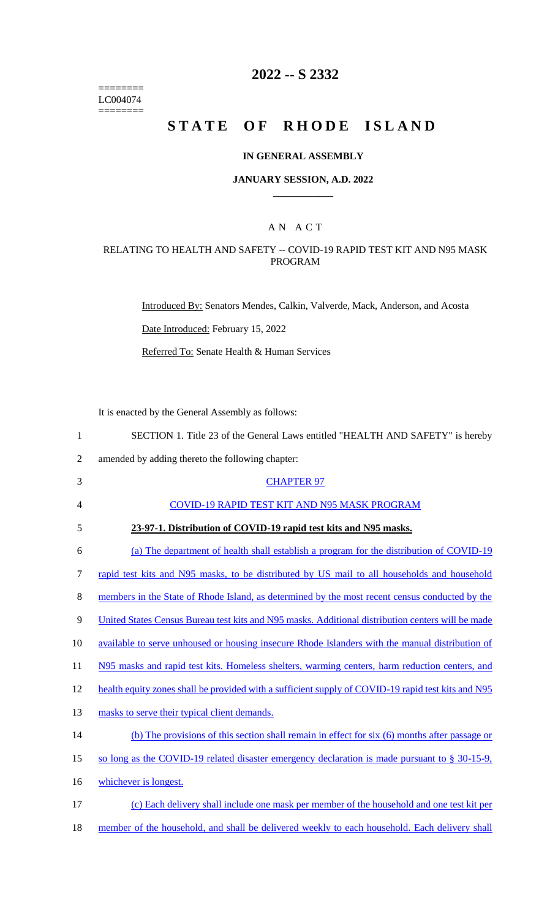========
LC004074
========

# 2022 -- S 2332

# STATE OF RHODE ISLAND

## IN GENERAL ASSEMBLY

### JANUARY SESSION, A.D. 2022

## A N A C T

### RELATING TO HEALTH AND SAFETY -- COVID-19 RAPID TEST KIT AND N95 MASK PROGRAM

Introduced By: Senators Mendes, Calkin, Valverde, Mack, Anderson, and Acosta

Date Introduced: February 15, 2022

Referred To: Senate Health & Human Services

It is enacted by the General Assembly as follows:

1 SECTION 1. Title 23 of the General Laws entitled "HEALTH AND SAFETY" is hereby
2 amended by adding thereto the following chapter:
3 CHAPTER 97
4 COVID-19 RAPID TEST KIT AND N95 MASK PROGRAM
5 **23-97-1. Distribution of COVID-19 rapid test kits and N95 masks.**
6 (a) The department of health shall establish a program for the distribution of COVID-19
7 rapid test kits and N95 masks, to be distributed by US mail to all households and household
8 members in the State of Rhode Island, as determined by the most recent census conducted by the
9 United States Census Bureau test kits and N95 masks. Additional distribution centers will be made
10 available to serve unhoused or housing insecure Rhode Islanders with the manual distribution of
11 N95 masks and rapid test kits. Homeless shelters, warming centers, harm reduction centers, and
12 health equity zones shall be provided with a sufficient supply of COVID-19 rapid test kits and N95
13 masks to serve their typical client demands.
14 (b) The provisions of this section shall remain in effect for six (6) months after passage or
15 so long as the COVID-19 related disaster emergency declaration is made pursuant to § 30-15-9,
16 whichever is longest.
17 (c) Each delivery shall include one mask per member of the household and one test kit per
18 member of the household, and shall be delivered weekly to each household. Each delivery shall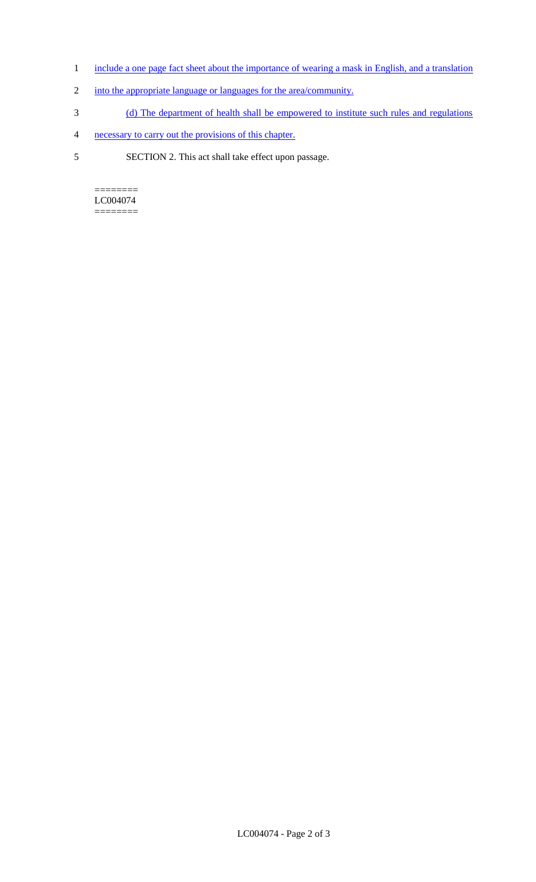include a one page fact sheet about the importance of wearing a mask in English, and a translation into the appropriate language or languages for the area/community.

(d) The department of health shall be empowered to institute such rules and regulations necessary to carry out the provisions of this chapter.

SECTION 2. This act shall take effect upon passage.

========
LC004074
========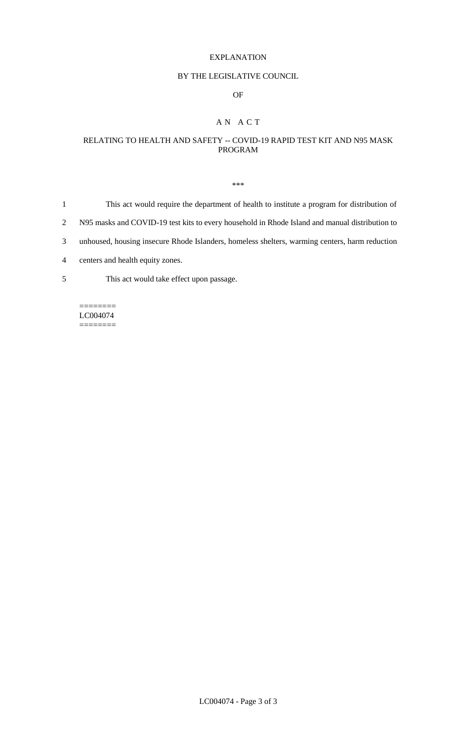EXPLANATION

BY THE LEGISLATIVE COUNCIL

OF

A N A C T

RELATING TO HEALTH AND SAFETY -- COVID-19 RAPID TEST KIT AND N95 MASK PROGRAM

\*\*\*

This act would require the department of health to institute a program for distribution of N95 masks and COVID-19 test kits to every household in Rhode Island and manual distribution to unhoused, housing insecure Rhode Islanders, homeless shelters, warming centers, harm reduction centers and health equity zones.

This act would take effect upon passage.

========
LC004074
========